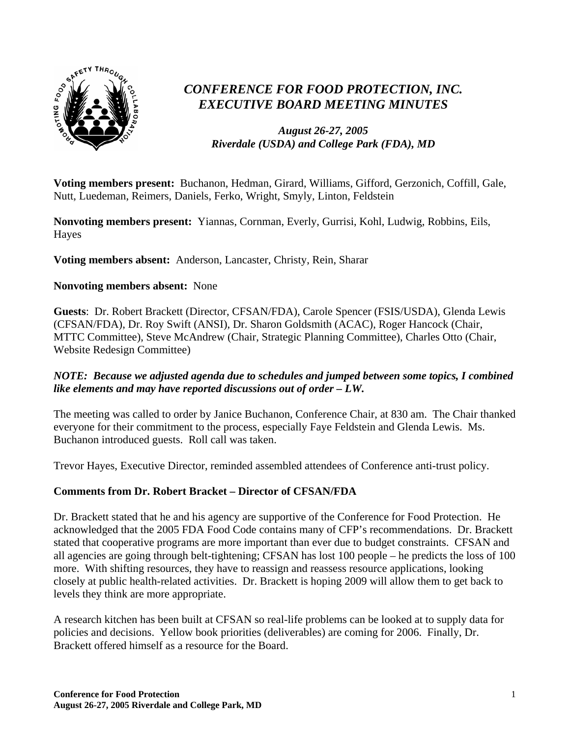# *CONFERENCE FOR FOOD PROTECTION, INC.*
# *EXECUTIVE BOARD MEETING MINUTES*

***August 26-27, 2005***
***Riverdale (USDA) and College Park (FDA), MD***

**Voting members present:** Buchanon, Hedman, Girard, Williams, Gifford, Gerzonich, Coffill, Gale, Nutt, Luedeman, Reimers, Daniels, Ferko, Wright, Smyly, Linton, Feldstein

**Nonvoting members present:** Yiannas, Cornman, Everly, Gurrisi, Kohl, Ludwig, Robbins, Eils, Hayes

**Voting members absent:** Anderson, Lancaster, Christy, Rein, Sharar

**Nonvoting members absent:** None

**Guests**: Dr. Robert Brackett (Director, CFSAN/FDA), Carole Spencer (FSIS/USDA), Glenda Lewis (CFSAN/FDA), Dr. Roy Swift (ANSI), Dr. Sharon Goldsmith (ACAC), Roger Hancock (Chair, MTTC Committee), Steve McAndrew (Chair, Strategic Planning Committee), Charles Otto (Chair, Website Redesign Committee)

***NOTE: Because we adjusted agenda due to schedules and jumped between some topics, I combined like elements and may have reported discussions out of order – LW.***

The meeting was called to order by Janice Buchanon, Conference Chair, at 830 am. The Chair thanked everyone for their commitment to the process, especially Faye Feldstein and Glenda Lewis. Ms. Buchanon introduced guests. Roll call was taken.

Trevor Hayes, Executive Director, reminded assembled attendees of Conference anti-trust policy.

## Comments from Dr. Robert Bracket – Director of CFSAN/FDA

Dr. Brackett stated that he and his agency are supportive of the Conference for Food Protection. He acknowledged that the 2005 FDA Food Code contains many of CFP's recommendations. Dr. Brackett stated that cooperative programs are more important than ever due to budget constraints. CFSAN and all agencies are going through belt-tightening; CFSAN has lost 100 people – he predicts the loss of 100 more. With shifting resources, they have to reassign and reassess resource applications, looking closely at public health-related activities. Dr. Brackett is hoping 2009 will allow them to get back to levels they think are more appropriate.

A research kitchen has been built at CFSAN so real-life problems can be looked at to supply data for policies and decisions. Yellow book priorities (deliverables) are coming for 2006. Finally, Dr. Brackett offered himself as a resource for the Board.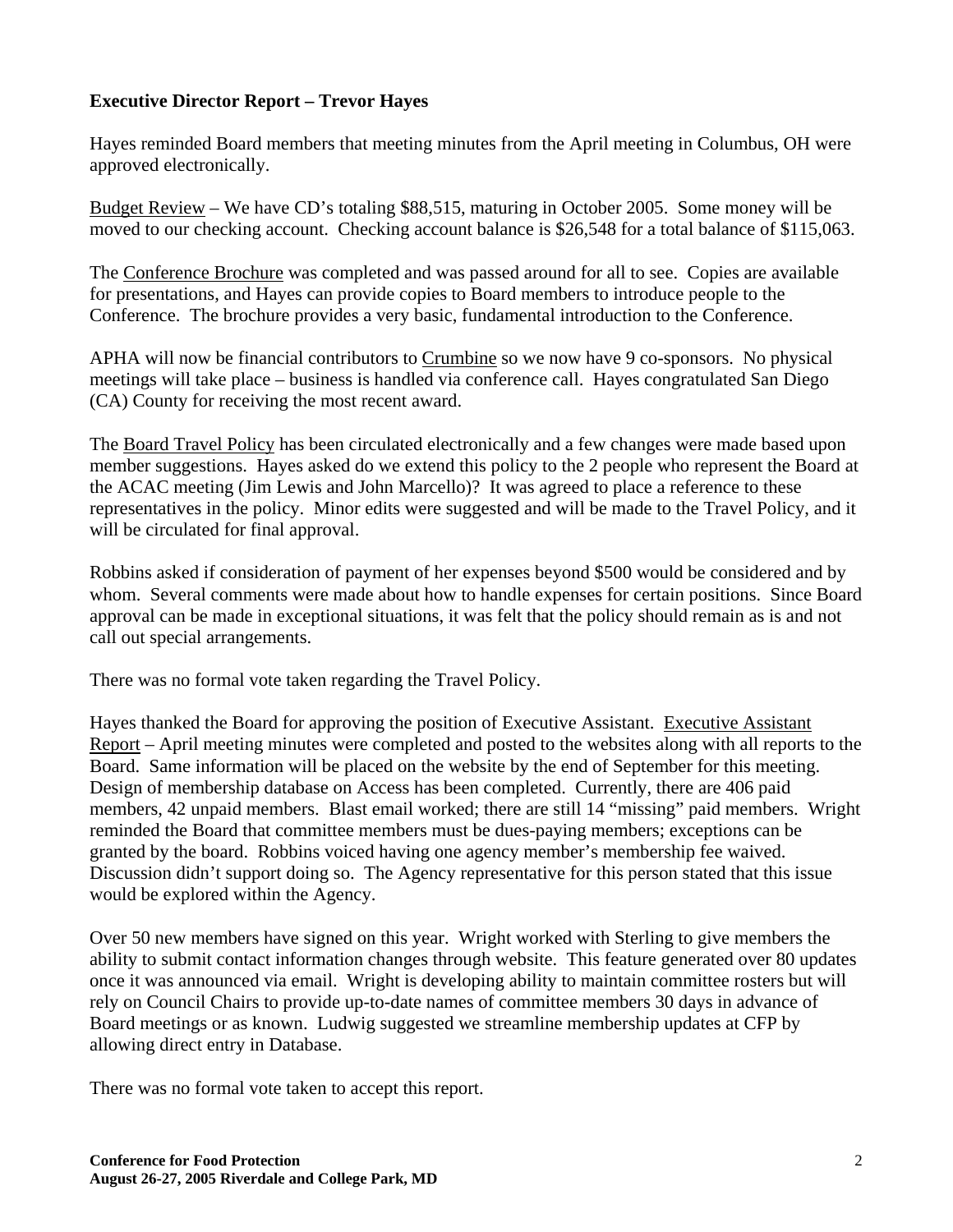**Executive Director Report – Trevor Hayes**

Hayes reminded Board members that meeting minutes from the April meeting in Columbus, OH were approved electronically.

Budget Review – We have CD's totaling $88,515, maturing in October 2005. Some money will be moved to our checking account. Checking account balance is $26,548 for a total balance of $115,063.

The Conference Brochure was completed and was passed around for all to see. Copies are available for presentations, and Hayes can provide copies to Board members to introduce people to the Conference. The brochure provides a very basic, fundamental introduction to the Conference.

APHA will now be financial contributors to Crumbine so we now have 9 co-sponsors. No physical meetings will take place – business is handled via conference call. Hayes congratulated San Diego (CA) County for receiving the most recent award.

The Board Travel Policy has been circulated electronically and a few changes were made based upon member suggestions. Hayes asked do we extend this policy to the 2 people who represent the Board at the ACAC meeting (Jim Lewis and John Marcello)? It was agreed to place a reference to these representatives in the policy. Minor edits were suggested and will be made to the Travel Policy, and it will be circulated for final approval.

Robbins asked if consideration of payment of her expenses beyond $500 would be considered and by whom. Several comments were made about how to handle expenses for certain positions. Since Board approval can be made in exceptional situations, it was felt that the policy should remain as is and not call out special arrangements.

There was no formal vote taken regarding the Travel Policy.

Hayes thanked the Board for approving the position of Executive Assistant. Executive Assistant Report – April meeting minutes were completed and posted to the websites along with all reports to the Board. Same information will be placed on the website by the end of September for this meeting. Design of membership database on Access has been completed. Currently, there are 406 paid members, 42 unpaid members. Blast email worked; there are still 14 "missing" paid members. Wright reminded the Board that committee members must be dues-paying members; exceptions can be granted by the board. Robbins voiced having one agency member's membership fee waived. Discussion didn't support doing so. The Agency representative for this person stated that this issue would be explored within the Agency.

Over 50 new members have signed on this year. Wright worked with Sterling to give members the ability to submit contact information changes through website. This feature generated over 80 updates once it was announced via email. Wright is developing ability to maintain committee rosters but will rely on Council Chairs to provide up-to-date names of committee members 30 days in advance of Board meetings or as known. Ludwig suggested we streamline membership updates at CFP by allowing direct entry in Database.

There was no formal vote taken to accept this report.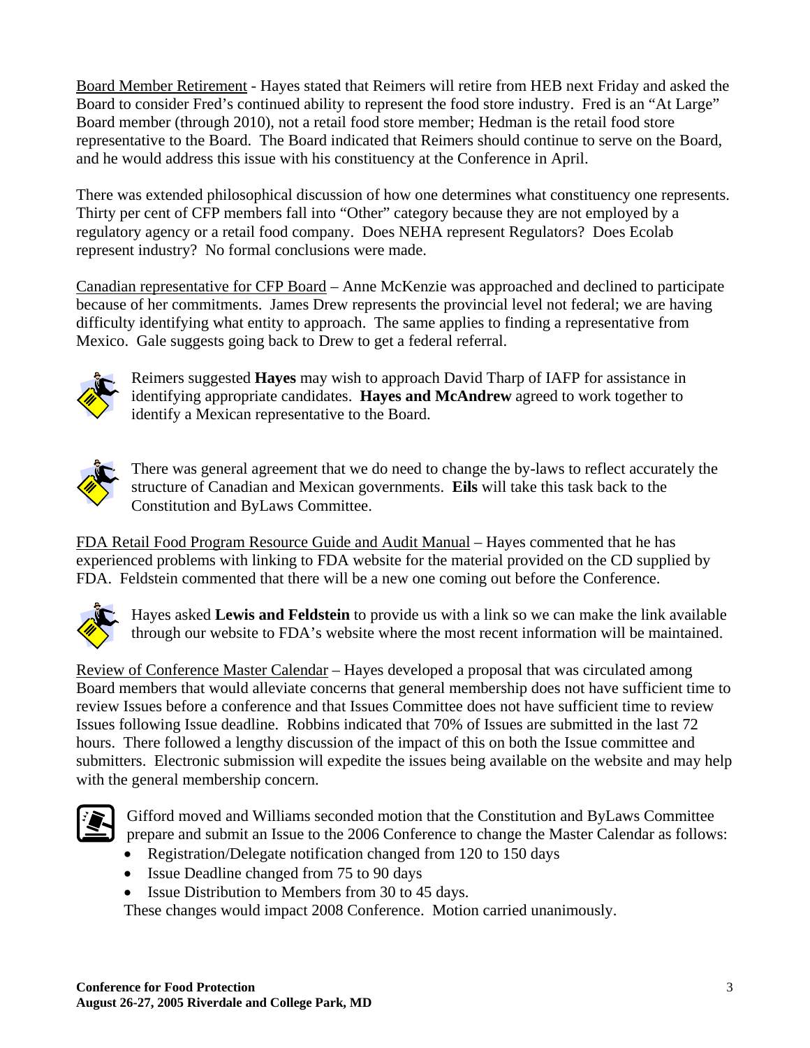Board Member Retirement - Hayes stated that Reimers will retire from HEB next Friday and asked the Board to consider Fred's continued ability to represent the food store industry. Fred is an "At Large" Board member (through 2010), not a retail food store member; Hedman is the retail food store representative to the Board. The Board indicated that Reimers should continue to serve on the Board, and he would address this issue with his constituency at the Conference in April.

There was extended philosophical discussion of how one determines what constituency one represents. Thirty per cent of CFP members fall into "Other" category because they are not employed by a regulatory agency or a retail food company. Does NEHA represent Regulators? Does Ecolab represent industry? No formal conclusions were made.

Canadian representative for CFP Board – Anne McKenzie was approached and declined to participate because of her commitments. James Drew represents the provincial level not federal; we are having difficulty identifying what entity to approach. The same applies to finding a representative from Mexico. Gale suggests going back to Drew to get a federal referral.

Reimers suggested **Hayes** may wish to approach David Tharp of IAFP for assistance in identifying appropriate candidates. **Hayes and McAndrew** agreed to work together to identify a Mexican representative to the Board.

There was general agreement that we do need to change the by-laws to reflect accurately the structure of Canadian and Mexican governments. **Eils** will take this task back to the Constitution and ByLaws Committee.

FDA Retail Food Program Resource Guide and Audit Manual – Hayes commented that he has experienced problems with linking to FDA website for the material provided on the CD supplied by FDA. Feldstein commented that there will be a new one coming out before the Conference.

Hayes asked **Lewis and Feldstein** to provide us with a link so we can make the link available through our website to FDA's website where the most recent information will be maintained.

Review of Conference Master Calendar – Hayes developed a proposal that was circulated among Board members that would alleviate concerns that general membership does not have sufficient time to review Issues before a conference and that Issues Committee does not have sufficient time to review Issues following Issue deadline. Robbins indicated that 70% of Issues are submitted in the last 72 hours. There followed a lengthy discussion of the impact of this on both the Issue committee and submitters. Electronic submission will expedite the issues being available on the website and may help with the general membership concern.

Gifford moved and Williams seconded motion that the Constitution and ByLaws Committee prepare and submit an Issue to the 2006 Conference to change the Master Calendar as follows:

- Registration/Delegate notification changed from 120 to 150 days
- Issue Deadline changed from 75 to 90 days
- Issue Distribution to Members from 30 to 45 days.

These changes would impact 2008 Conference. Motion carried unanimously.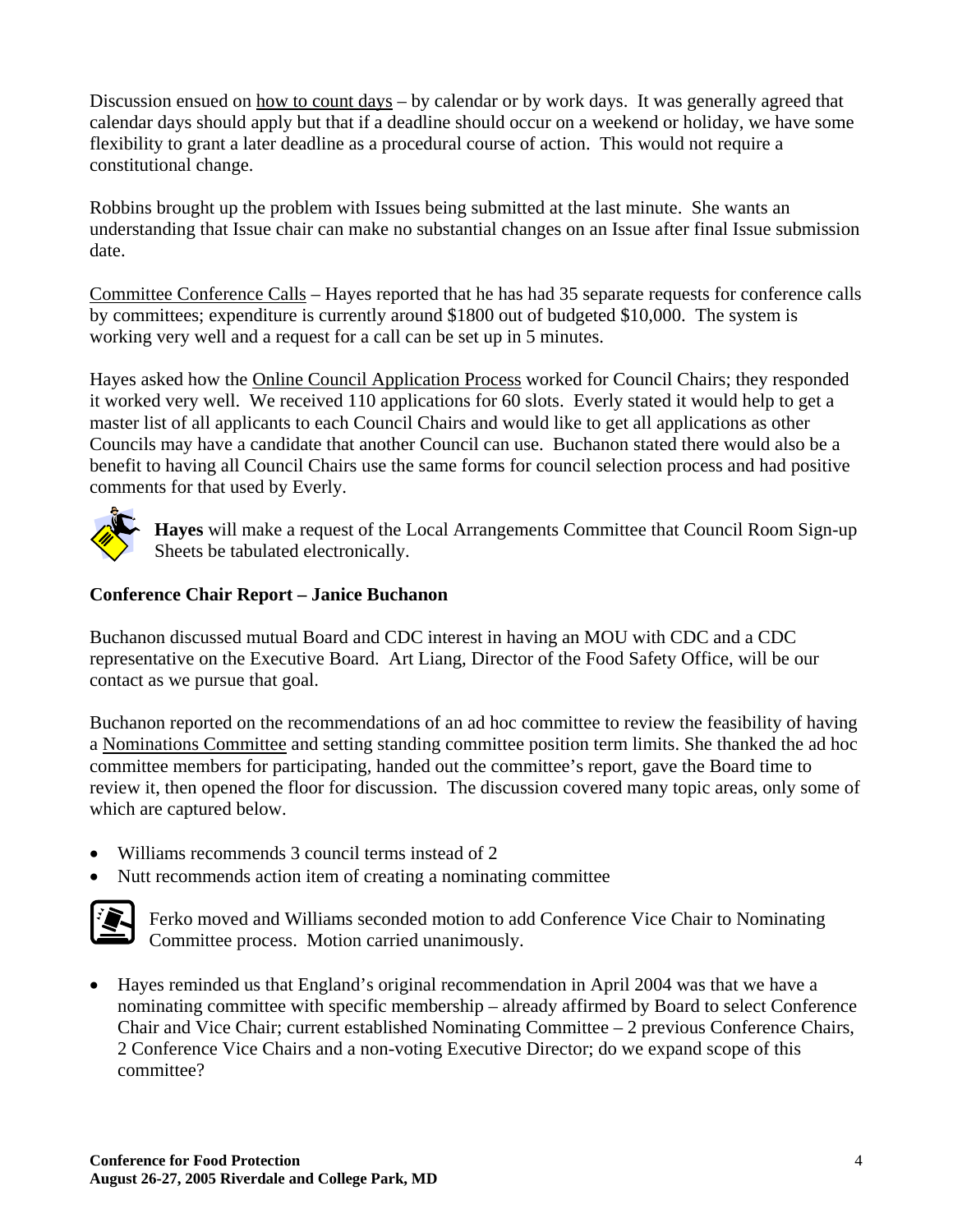Discussion ensued on how to count days – by calendar or by work days. It was generally agreed that calendar days should apply but that if a deadline should occur on a weekend or holiday, we have some flexibility to grant a later deadline as a procedural course of action. This would not require a constitutional change.

Robbins brought up the problem with Issues being submitted at the last minute. She wants an understanding that Issue chair can make no substantial changes on an Issue after final Issue submission date.

Committee Conference Calls – Hayes reported that he has had 35 separate requests for conference calls by committees; expenditure is currently around $1800 out of budgeted $10,000. The system is working very well and a request for a call can be set up in 5 minutes.

Hayes asked how the Online Council Application Process worked for Council Chairs; they responded it worked very well. We received 110 applications for 60 slots. Everly stated it would help to get a master list of all applicants to each Council Chairs and would like to get all applications as other Councils may have a candidate that another Council can use. Buchanon stated there would also be a benefit to having all Council Chairs use the same forms for council selection process and had positive comments for that used by Everly.

**Hayes** will make a request of the Local Arrangements Committee that Council Room Sign-up Sheets be tabulated electronically.

### Conference Chair Report – Janice Buchanon

Buchanon discussed mutual Board and CDC interest in having an MOU with CDC and a CDC representative on the Executive Board. Art Liang, Director of the Food Safety Office, will be our contact as we pursue that goal.

Buchanon reported on the recommendations of an ad hoc committee to review the feasibility of having a Nominations Committee and setting standing committee position term limits. She thanked the ad hoc committee members for participating, handed out the committee's report, gave the Board time to review it, then opened the floor for discussion. The discussion covered many topic areas, only some of which are captured below.

- Williams recommends 3 council terms instead of 2
- Nutt recommends action item of creating a nominating committee

Ferko moved and Williams seconded motion to add Conference Vice Chair to Nominating Committee process. Motion carried unanimously.

- Hayes reminded us that England's original recommendation in April 2004 was that we have a nominating committee with specific membership – already affirmed by Board to select Conference Chair and Vice Chair; current established Nominating Committee – 2 previous Conference Chairs, 2 Conference Vice Chairs and a non-voting Executive Director; do we expand scope of this committee?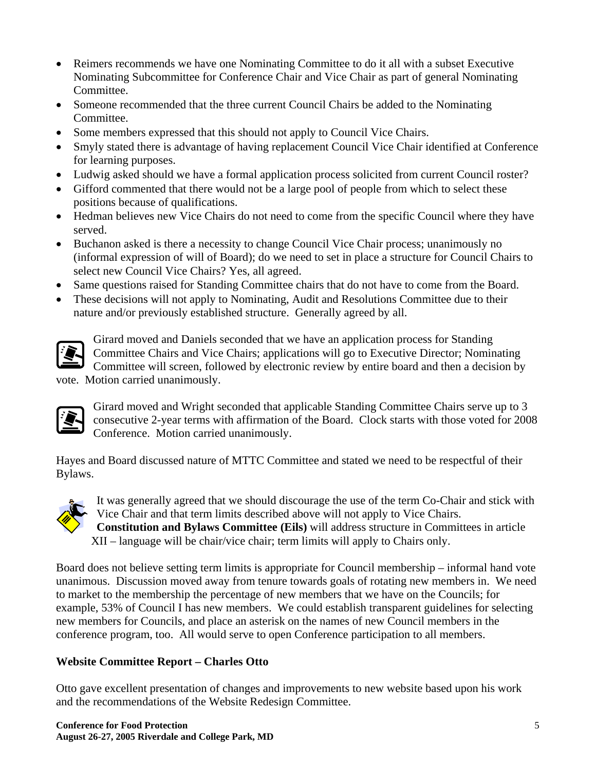- Reimers recommends we have one Nominating Committee to do it all with a subset Executive Nominating Subcommittee for Conference Chair and Vice Chair as part of general Nominating Committee.
- Someone recommended that the three current Council Chairs be added to the Nominating Committee.
- Some members expressed that this should not apply to Council Vice Chairs.
- Smyly stated there is advantage of having replacement Council Vice Chair identified at Conference for learning purposes.
- Ludwig asked should we have a formal application process solicited from current Council roster?
- Gifford commented that there would not be a large pool of people from which to select these positions because of qualifications.
- Hedman believes new Vice Chairs do not need to come from the specific Council where they have served.
- Buchanon asked is there a necessity to change Council Vice Chair process; unanimously no (informal expression of will of Board); do we need to set in place a structure for Council Chairs to select new Council Vice Chairs? Yes, all agreed.
- Same questions raised for Standing Committee chairs that do not have to come from the Board.
- These decisions will not apply to Nominating, Audit and Resolutions Committee due to their nature and/or previously established structure. Generally agreed by all.

Girard moved and Daniels seconded that we have an application process for Standing Committee Chairs and Vice Chairs; applications will go to Executive Director; Nominating Committee will screen, followed by electronic review by entire board and then a decision by vote. Motion carried unanimously.

Girard moved and Wright seconded that applicable Standing Committee Chairs serve up to 3 consecutive 2-year terms with affirmation of the Board. Clock starts with those voted for 2008 Conference. Motion carried unanimously.

Hayes and Board discussed nature of MTTC Committee and stated we need to be respectful of their Bylaws.

It was generally agreed that we should discourage the use of the term Co-Chair and stick with Vice Chair and that term limits described above will not apply to Vice Chairs. **Constitution and Bylaws Committee (Eils)** will address structure in Committees in article XII – language will be chair/vice chair; term limits will apply to Chairs only.

Board does not believe setting term limits is appropriate for Council membership – informal hand vote unanimous. Discussion moved away from tenure towards goals of rotating new members in. We need to market to the membership the percentage of new members that we have on the Councils; for example, 53% of Council I has new members. We could establish transparent guidelines for selecting new members for Councils, and place an asterisk on the names of new Council members in the conference program, too. All would serve to open Conference participation to all members.

## Website Committee Report – Charles Otto

Otto gave excellent presentation of changes and improvements to new website based upon his work and the recommendations of the Website Redesign Committee.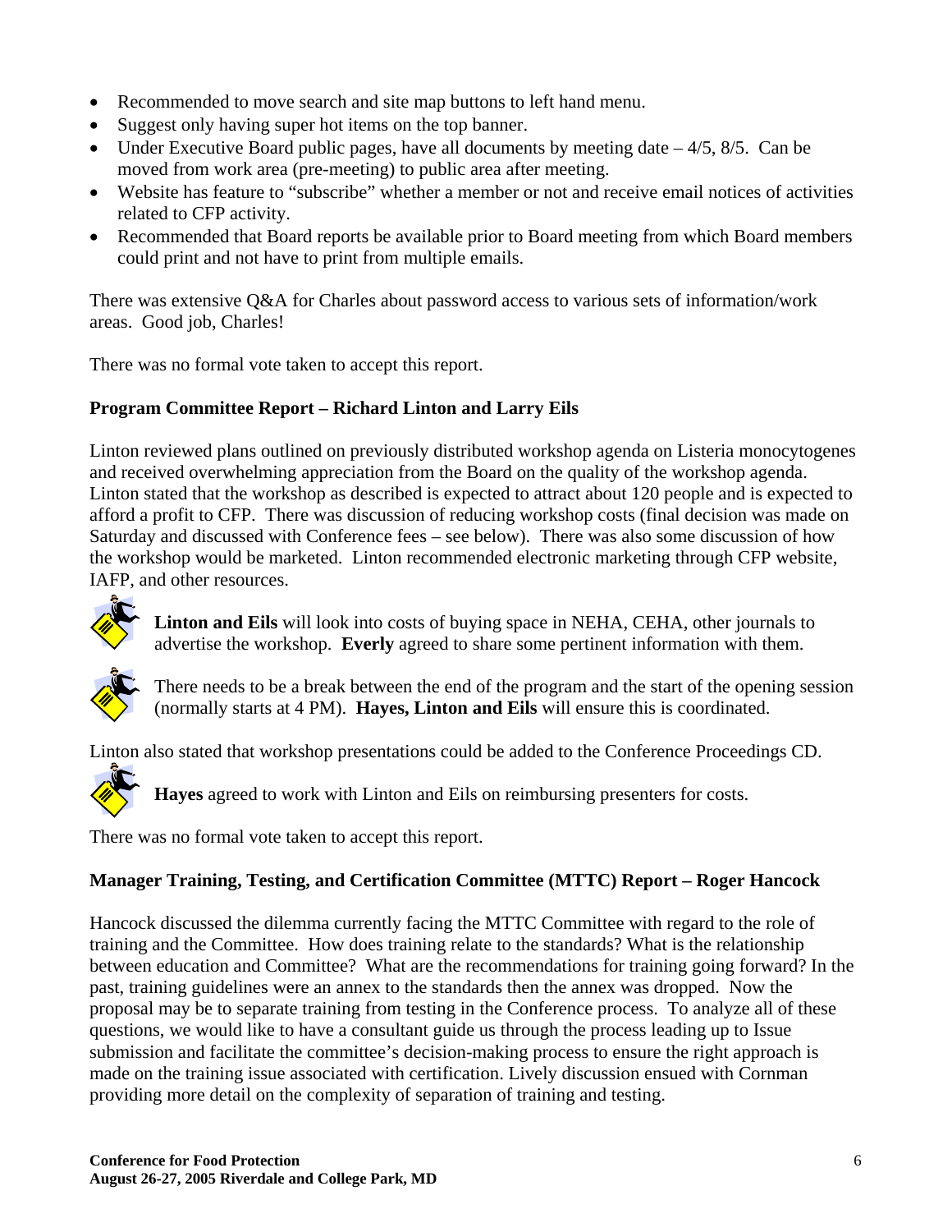- Recommended to move search and site map buttons to left hand menu.
- Suggest only having super hot items on the top banner.
- Under Executive Board public pages, have all documents by meeting date – 4/5, 8/5. Can be moved from work area (pre-meeting) to public area after meeting.
- Website has feature to "subscribe" whether a member or not and receive email notices of activities related to CFP activity.
- Recommended that Board reports be available prior to Board meeting from which Board members could print and not have to print from multiple emails.

There was extensive Q&A for Charles about password access to various sets of information/work areas. Good job, Charles!

There was no formal vote taken to accept this report.

**Program Committee Report – Richard Linton and Larry Eils**

Linton reviewed plans outlined on previously distributed workshop agenda on Listeria monocytogenes and received overwhelming appreciation from the Board on the quality of the workshop agenda. Linton stated that the workshop as described is expected to attract about 120 people and is expected to afford a profit to CFP. There was discussion of reducing workshop costs (final decision was made on Saturday and discussed with Conference fees – see below). There was also some discussion of how the workshop would be marketed. Linton recommended electronic marketing through CFP website, IAFP, and other resources.

**Linton and Eils** will look into costs of buying space in NEHA, CEHA, other journals to advertise the workshop. **Everly** agreed to share some pertinent information with them.

There needs to be a break between the end of the program and the start of the opening session (normally starts at 4 PM). **Hayes, Linton and Eils** will ensure this is coordinated.

Linton also stated that workshop presentations could be added to the Conference Proceedings CD.

**Hayes** agreed to work with Linton and Eils on reimbursing presenters for costs.

There was no formal vote taken to accept this report.

**Manager Training, Testing, and Certification Committee (MTTC) Report – Roger Hancock**

Hancock discussed the dilemma currently facing the MTTC Committee with regard to the role of training and the Committee. How does training relate to the standards? What is the relationship between education and Committee? What are the recommendations for training going forward? In the past, training guidelines were an annex to the standards then the annex was dropped. Now the proposal may be to separate training from testing in the Conference process. To analyze all of these questions, we would like to have a consultant guide us through the process leading up to Issue submission and facilitate the committee's decision-making process to ensure the right approach is made on the training issue associated with certification. Lively discussion ensued with Cornman providing more detail on the complexity of separation of training and testing.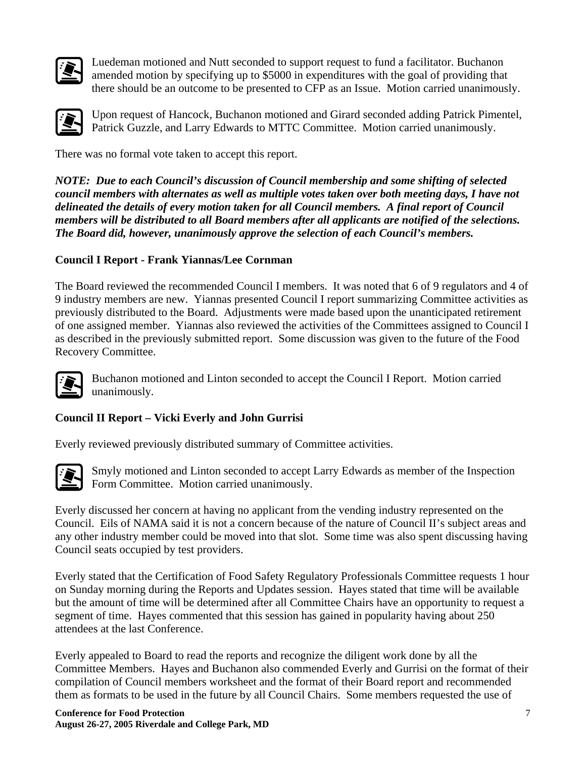Luedeman motioned and Nutt seconded to support request to fund a facilitator. Buchanon amended motion by specifying up to $5000 in expenditures with the goal of providing that there should be an outcome to be presented to CFP as an Issue. Motion carried unanimously.

Upon request of Hancock, Buchanon motioned and Girard seconded adding Patrick Pimentel, Patrick Guzzle, and Larry Edwards to MTTC Committee. Motion carried unanimously.

There was no formal vote taken to accept this report.

***NOTE: Due to each Council's discussion of Council membership and some shifting of selected council members with alternates as well as multiple votes taken over both meeting days, I have not delineated the details of every motion taken for all Council members. A final report of Council members will be distributed to all Board members after all applicants are notified of the selections. The Board did, however, unanimously approve the selection of each Council's members.***

**Council I Report - Frank Yiannas/Lee Cornman**

The Board reviewed the recommended Council I members. It was noted that 6 of 9 regulators and 4 of 9 industry members are new. Yiannas presented Council I report summarizing Committee activities as previously distributed to the Board. Adjustments were made based upon the unanticipated retirement of one assigned member. Yiannas also reviewed the activities of the Committees assigned to Council I as described in the previously submitted report. Some discussion was given to the future of the Food Recovery Committee.

Buchanon motioned and Linton seconded to accept the Council I Report. Motion carried unanimously.

**Council II Report – Vicki Everly and John Gurrisi**

Everly reviewed previously distributed summary of Committee activities.

Smyly motioned and Linton seconded to accept Larry Edwards as member of the Inspection Form Committee. Motion carried unanimously.

Everly discussed her concern at having no applicant from the vending industry represented on the Council. Eils of NAMA said it is not a concern because of the nature of Council II's subject areas and any other industry member could be moved into that slot. Some time was also spent discussing having Council seats occupied by test providers.

Everly stated that the Certification of Food Safety Regulatory Professionals Committee requests 1 hour on Sunday morning during the Reports and Updates session. Hayes stated that time will be available but the amount of time will be determined after all Committee Chairs have an opportunity to request a segment of time. Hayes commented that this session has gained in popularity having about 250 attendees at the last Conference.

Everly appealed to Board to read the reports and recognize the diligent work done by all the Committee Members. Hayes and Buchanon also commended Everly and Gurrisi on the format of their compilation of Council members worksheet and the format of their Board report and recommended them as formats to be used in the future by all Council Chairs. Some members requested the use of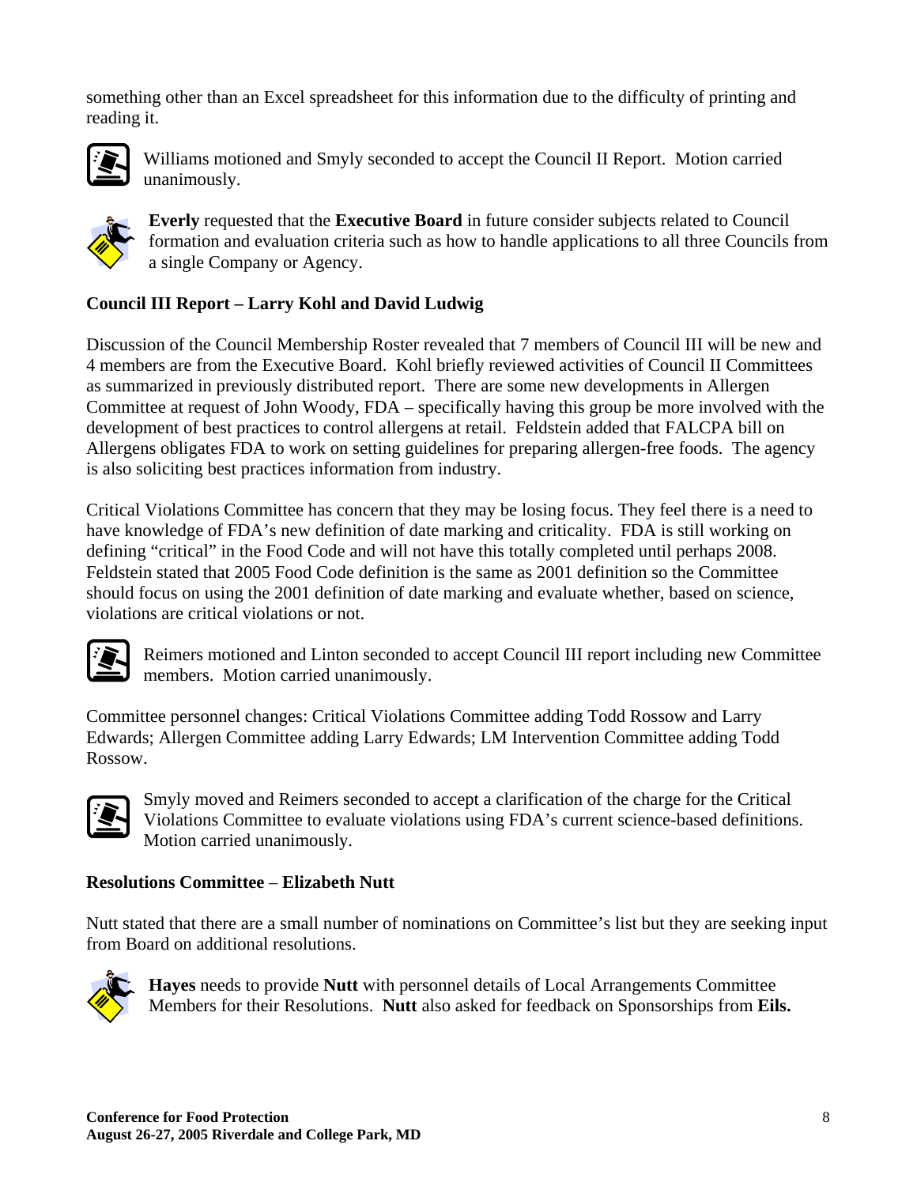something other than an Excel spreadsheet for this information due to the difficulty of printing and reading it.

Williams motioned and Smyly seconded to accept the Council II Report. Motion carried unanimously.

**Everly** requested that the **Executive Board** in future consider subjects related to Council formation and evaluation criteria such as how to handle applications to all three Councils from a single Company or Agency.

**Council III Report – Larry Kohl and David Ludwig**

Discussion of the Council Membership Roster revealed that 7 members of Council III will be new and 4 members are from the Executive Board. Kohl briefly reviewed activities of Council II Committees as summarized in previously distributed report. There are some new developments in Allergen Committee at request of John Woody, FDA – specifically having this group be more involved with the development of best practices to control allergens at retail. Feldstein added that FALCPA bill on Allergens obligates FDA to work on setting guidelines for preparing allergen-free foods. The agency is also soliciting best practices information from industry.

Critical Violations Committee has concern that they may be losing focus. They feel there is a need to have knowledge of FDA's new definition of date marking and criticality. FDA is still working on defining "critical" in the Food Code and will not have this totally completed until perhaps 2008. Feldstein stated that 2005 Food Code definition is the same as 2001 definition so the Committee should focus on using the 2001 definition of date marking and evaluate whether, based on science, violations are critical violations or not.

Reimers motioned and Linton seconded to accept Council III report including new Committee members. Motion carried unanimously.

Committee personnel changes: Critical Violations Committee adding Todd Rossow and Larry Edwards; Allergen Committee adding Larry Edwards; LM Intervention Committee adding Todd Rossow.

Smyly moved and Reimers seconded to accept a clarification of the charge for the Critical Violations Committee to evaluate violations using FDA's current science-based definitions. Motion carried unanimously.

**Resolutions Committee – Elizabeth Nutt**

Nutt stated that there are a small number of nominations on Committee's list but they are seeking input from Board on additional resolutions.

**Hayes** needs to provide **Nutt** with personnel details of Local Arrangements Committee Members for their Resolutions. **Nutt** also asked for feedback on Sponsorships from **Eils.**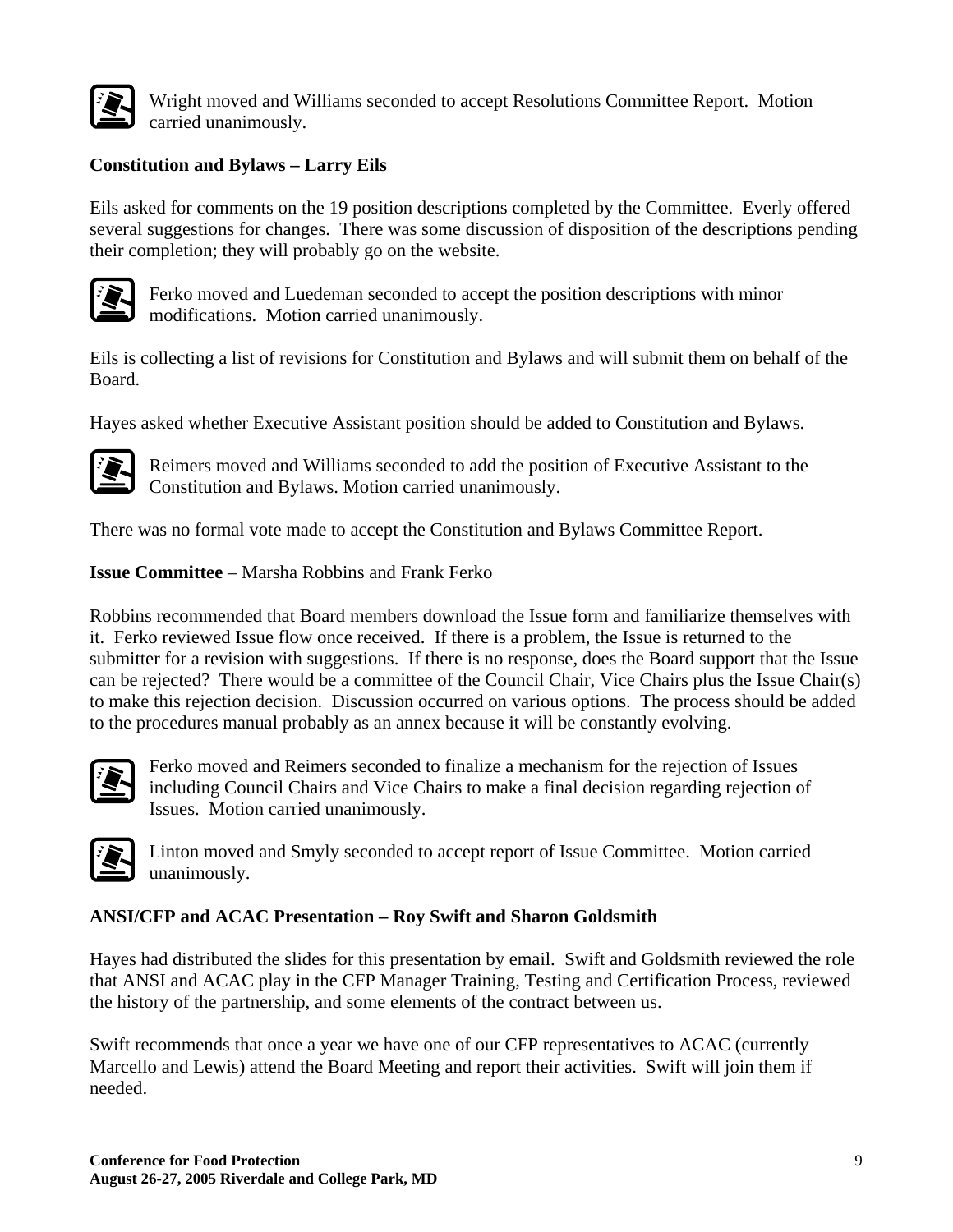Wright moved and Williams seconded to accept Resolutions Committee Report. Motion carried unanimously.

**Constitution and Bylaws – Larry Eils**

Eils asked for comments on the 19 position descriptions completed by the Committee. Everly offered several suggestions for changes. There was some discussion of disposition of the descriptions pending their completion; they will probably go on the website.

Ferko moved and Luedeman seconded to accept the position descriptions with minor modifications. Motion carried unanimously.

Eils is collecting a list of revisions for Constitution and Bylaws and will submit them on behalf of the Board.

Hayes asked whether Executive Assistant position should be added to Constitution and Bylaws.

Reimers moved and Williams seconded to add the position of Executive Assistant to the Constitution and Bylaws. Motion carried unanimously.

There was no formal vote made to accept the Constitution and Bylaws Committee Report.

**Issue Committee** – Marsha Robbins and Frank Ferko

Robbins recommended that Board members download the Issue form and familiarize themselves with it. Ferko reviewed Issue flow once received. If there is a problem, the Issue is returned to the submitter for a revision with suggestions. If there is no response, does the Board support that the Issue can be rejected? There would be a committee of the Council Chair, Vice Chairs plus the Issue Chair(s) to make this rejection decision. Discussion occurred on various options. The process should be added to the procedures manual probably as an annex because it will be constantly evolving.

Ferko moved and Reimers seconded to finalize a mechanism for the rejection of Issues including Council Chairs and Vice Chairs to make a final decision regarding rejection of Issues. Motion carried unanimously.

Linton moved and Smyly seconded to accept report of Issue Committee. Motion carried unanimously.

**ANSI/CFP and ACAC Presentation – Roy Swift and Sharon Goldsmith**

Hayes had distributed the slides for this presentation by email. Swift and Goldsmith reviewed the role that ANSI and ACAC play in the CFP Manager Training, Testing and Certification Process, reviewed the history of the partnership, and some elements of the contract between us.

Swift recommends that once a year we have one of our CFP representatives to ACAC (currently Marcello and Lewis) attend the Board Meeting and report their activities. Swift will join them if needed.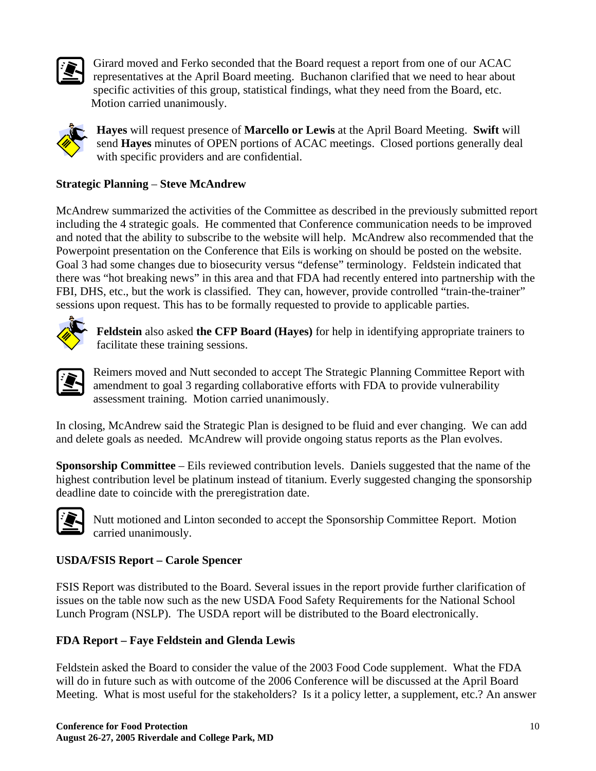Girard moved and Ferko seconded that the Board request a report from one of our ACAC representatives at the April Board meeting. Buchanon clarified that we need to hear about specific activities of this group, statistical findings, what they need from the Board, etc. Motion carried unanimously.

**Hayes** will request presence of **Marcello or Lewis** at the April Board Meeting. **Swift** will send **Hayes** minutes of OPEN portions of ACAC meetings. Closed portions generally deal with specific providers and are confidential.

**Strategic Planning** – **Steve McAndrew**

McAndrew summarized the activities of the Committee as described in the previously submitted report including the 4 strategic goals. He commented that Conference communication needs to be improved and noted that the ability to subscribe to the website will help. McAndrew also recommended that the Powerpoint presentation on the Conference that Eils is working on should be posted on the website. Goal 3 had some changes due to biosecurity versus "defense" terminology. Feldstein indicated that there was "hot breaking news" in this area and that FDA had recently entered into partnership with the FBI, DHS, etc., but the work is classified. They can, however, provide controlled "train-the-trainer" sessions upon request. This has to be formally requested to provide to applicable parties.

**Feldstein** also asked **the CFP Board (Hayes)** for help in identifying appropriate trainers to facilitate these training sessions.

Reimers moved and Nutt seconded to accept The Strategic Planning Committee Report with amendment to goal 3 regarding collaborative efforts with FDA to provide vulnerability assessment training. Motion carried unanimously.

In closing, McAndrew said the Strategic Plan is designed to be fluid and ever changing. We can add and delete goals as needed. McAndrew will provide ongoing status reports as the Plan evolves.

**Sponsorship Committee** – Eils reviewed contribution levels. Daniels suggested that the name of the highest contribution level be platinum instead of titanium. Everly suggested changing the sponsorship deadline date to coincide with the preregistration date.

Nutt motioned and Linton seconded to accept the Sponsorship Committee Report. Motion carried unanimously.

**USDA/FSIS Report – Carole Spencer**

FSIS Report was distributed to the Board. Several issues in the report provide further clarification of issues on the table now such as the new USDA Food Safety Requirements for the National School Lunch Program (NSLP). The USDA report will be distributed to the Board electronically.

**FDA Report – Faye Feldstein and Glenda Lewis**

Feldstein asked the Board to consider the value of the 2003 Food Code supplement. What the FDA will do in future such as with outcome of the 2006 Conference will be discussed at the April Board Meeting. What is most useful for the stakeholders? Is it a policy letter, a supplement, etc.? An answer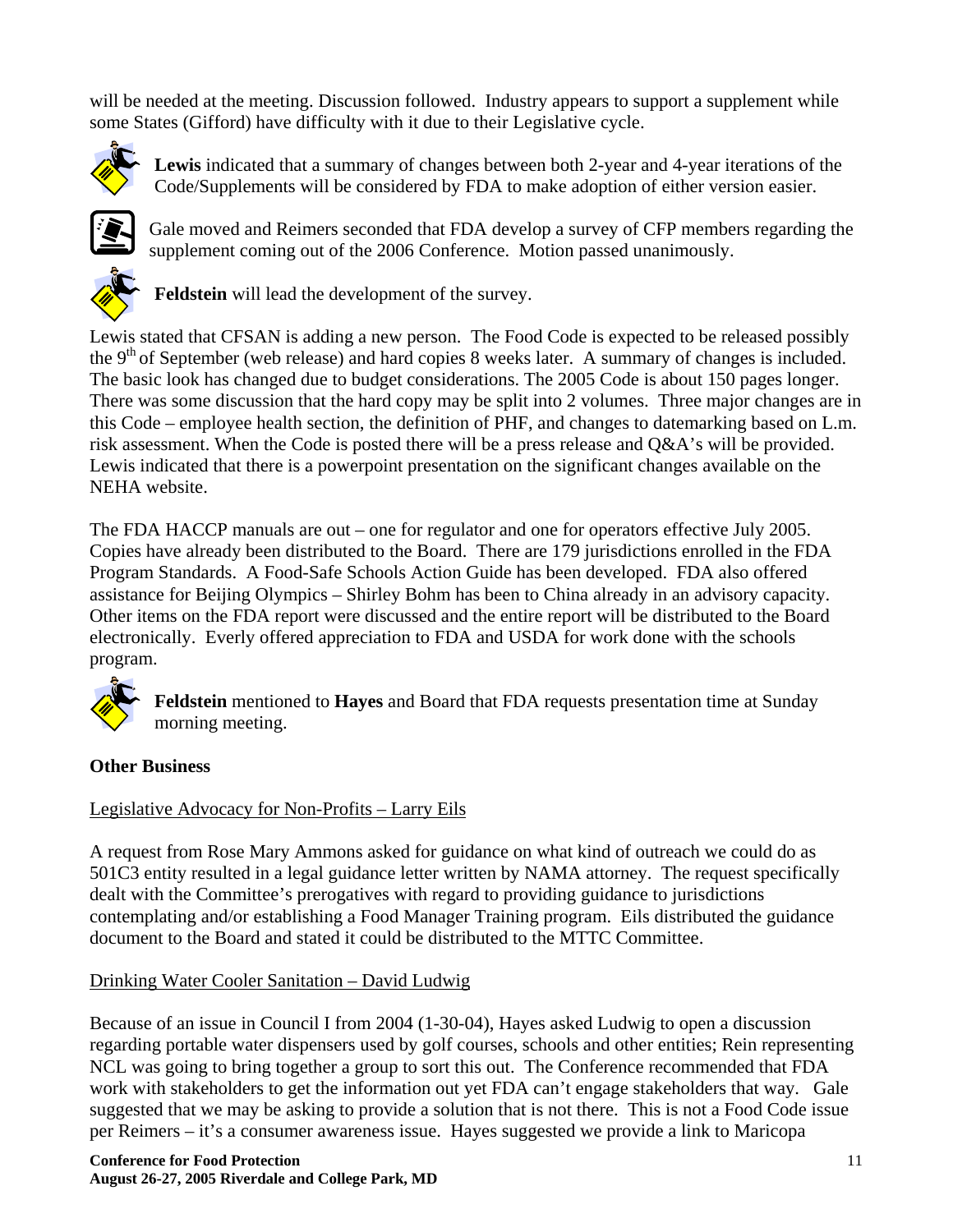will be needed at the meeting. Discussion followed. Industry appears to support a supplement while some States (Gifford) have difficulty with it due to their Legislative cycle.

**Lewis** indicated that a summary of changes between both 2-year and 4-year iterations of the Code/Supplements will be considered by FDA to make adoption of either version easier.

Gale moved and Reimers seconded that FDA develop a survey of CFP members regarding the supplement coming out of the 2006 Conference. Motion passed unanimously.

**Feldstein** will lead the development of the survey.

Lewis stated that CFSAN is adding a new person. The Food Code is expected to be released possibly the 9th of September (web release) and hard copies 8 weeks later. A summary of changes is included. The basic look has changed due to budget considerations. The 2005 Code is about 150 pages longer. There was some discussion that the hard copy may be split into 2 volumes. Three major changes are in this Code – employee health section, the definition of PHF, and changes to datemarking based on L.m. risk assessment. When the Code is posted there will be a press release and Q&A's will be provided. Lewis indicated that there is a powerpoint presentation on the significant changes available on the NEHA website.

The FDA HACCP manuals are out – one for regulator and one for operators effective July 2005. Copies have already been distributed to the Board. There are 179 jurisdictions enrolled in the FDA Program Standards. A Food-Safe Schools Action Guide has been developed. FDA also offered assistance for Beijing Olympics – Shirley Bohm has been to China already in an advisory capacity. Other items on the FDA report were discussed and the entire report will be distributed to the Board electronically. Everly offered appreciation to FDA and USDA for work done with the schools program.

**Feldstein** mentioned to **Hayes** and Board that FDA requests presentation time at Sunday morning meeting.

**Other Business**

Legislative Advocacy for Non-Profits – Larry Eils

A request from Rose Mary Ammons asked for guidance on what kind of outreach we could do as 501C3 entity resulted in a legal guidance letter written by NAMA attorney. The request specifically dealt with the Committee's prerogatives with regard to providing guidance to jurisdictions contemplating and/or establishing a Food Manager Training program. Eils distributed the guidance document to the Board and stated it could be distributed to the MTTC Committee.

Drinking Water Cooler Sanitation – David Ludwig

Because of an issue in Council I from 2004 (1-30-04), Hayes asked Ludwig to open a discussion regarding portable water dispensers used by golf courses, schools and other entities; Rein representing NCL was going to bring together a group to sort this out. The Conference recommended that FDA work with stakeholders to get the information out yet FDA can't engage stakeholders that way. Gale suggested that we may be asking to provide a solution that is not there. This is not a Food Code issue per Reimers – it's a consumer awareness issue. Hayes suggested we provide a link to Maricopa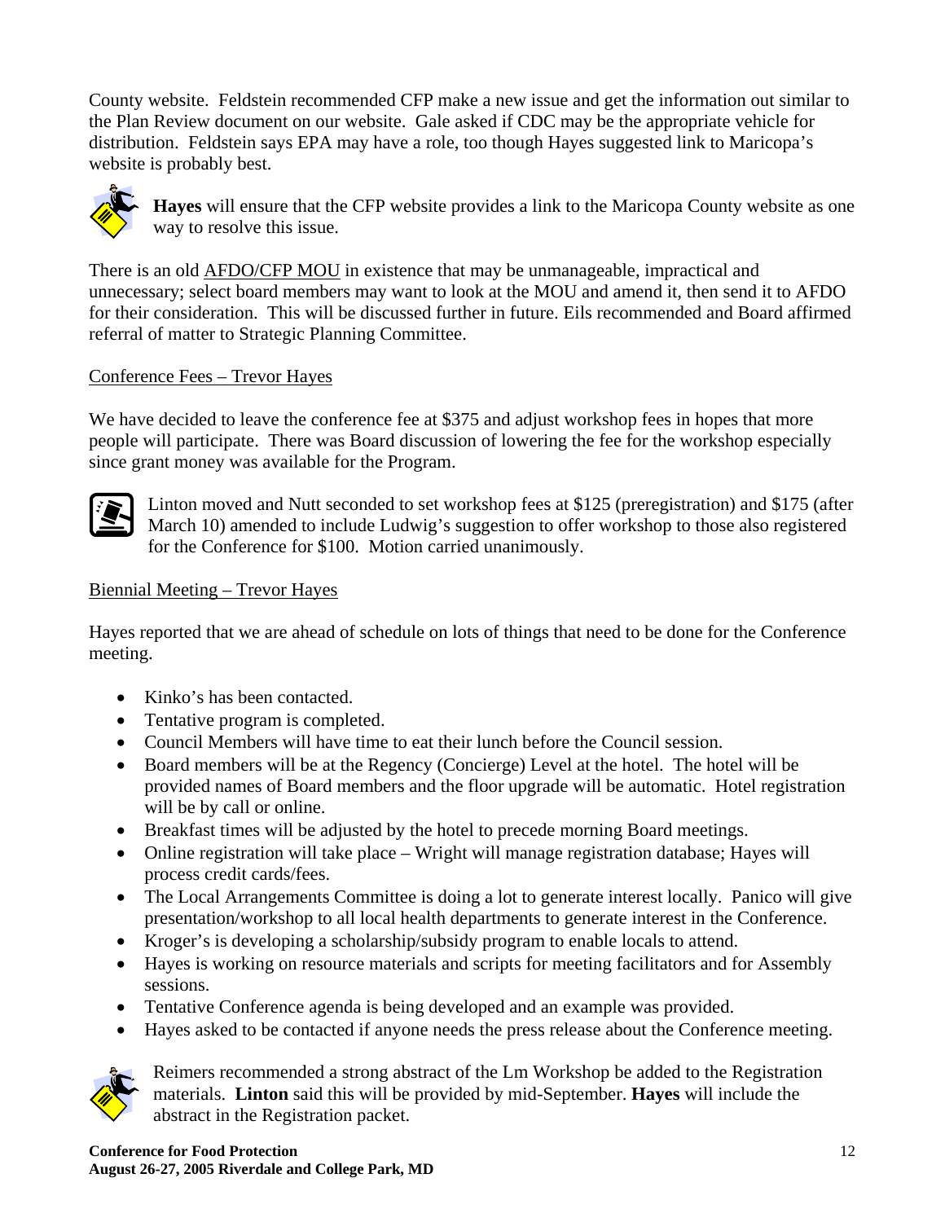County website. Feldstein recommended CFP make a new issue and get the information out similar to the Plan Review document on our website. Gale asked if CDC may be the appropriate vehicle for distribution. Feldstein says EPA may have a role, too though Hayes suggested link to Maricopa's website is probably best.

**Hayes** will ensure that the CFP website provides a link to the Maricopa County website as one way to resolve this issue.

There is an old AFDO/CFP MOU in existence that may be unmanageable, impractical and unnecessary; select board members may want to look at the MOU and amend it, then send it to AFDO for their consideration. This will be discussed further in future. Eils recommended and Board affirmed referral of matter to Strategic Planning Committee.

Conference Fees – Trevor Hayes

We have decided to leave the conference fee at $375 and adjust workshop fees in hopes that more people will participate. There was Board discussion of lowering the fee for the workshop especially since grant money was available for the Program.

Linton moved and Nutt seconded to set workshop fees at $125 (preregistration) and $175 (after March 10) amended to include Ludwig's suggestion to offer workshop to those also registered for the Conference for $100. Motion carried unanimously.

Biennial Meeting – Trevor Hayes

Hayes reported that we are ahead of schedule on lots of things that need to be done for the Conference meeting.

- Kinko's has been contacted.
- Tentative program is completed.
- Council Members will have time to eat their lunch before the Council session.
- Board members will be at the Regency (Concierge) Level at the hotel. The hotel will be provided names of Board members and the floor upgrade will be automatic. Hotel registration will be by call or online.
- Breakfast times will be adjusted by the hotel to precede morning Board meetings.
- Online registration will take place – Wright will manage registration database; Hayes will process credit cards/fees.
- The Local Arrangements Committee is doing a lot to generate interest locally. Panico will give presentation/workshop to all local health departments to generate interest in the Conference.
- Kroger's is developing a scholarship/subsidy program to enable locals to attend.
- Hayes is working on resource materials and scripts for meeting facilitators and for Assembly sessions.
- Tentative Conference agenda is being developed and an example was provided.
- Hayes asked to be contacted if anyone needs the press release about the Conference meeting.

Reimers recommended a strong abstract of the Lm Workshop be added to the Registration materials. **Linton** said this will be provided by mid-September. **Hayes** will include the abstract in the Registration packet.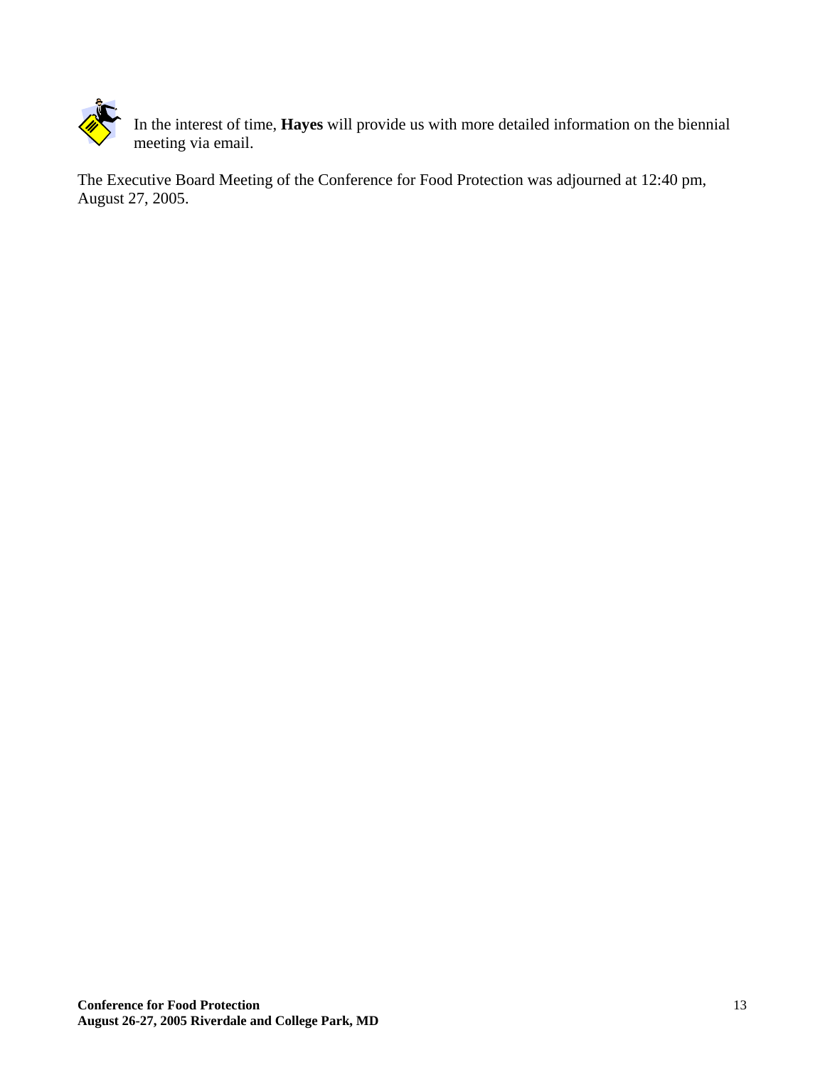In the interest of time, **Hayes** will provide us with more detailed information on the biennial meeting via email.

The Executive Board Meeting of the Conference for Food Protection was adjourned at 12:40 pm, August 27, 2005.